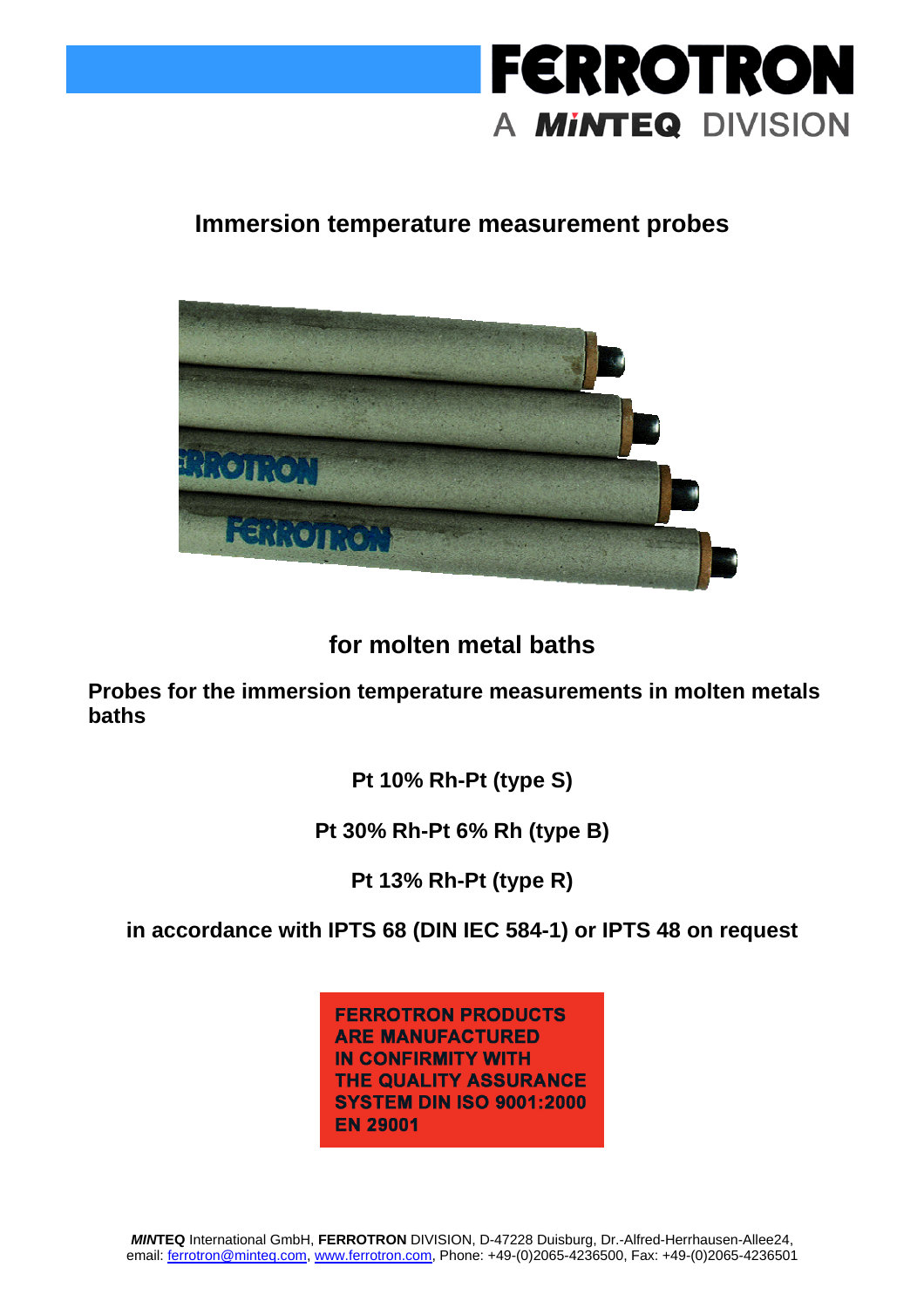**FERROTRON**
A ***MINTEQ*** DIVISION

# Immersion temperature measurement probes

## for molten metal baths

**Probes for the immersion temperature measurements in molten metals baths**

**Pt 10% Rh-Pt (type S)**

**Pt 30% Rh-Pt 6% Rh (type B)**

**Pt 13% Rh-Pt (type R)**

**in accordance with IPTS 68 (DIN IEC 584-1) or IPTS 48 on request**

**FERROTRON PRODUCTS ARE MANUFACTURED IN CONFIRMITY WITH THE QUALITY ASSURANCE SYSTEM DIN ISO 9001:2000 EN 29001**

***MIN*TEQ** International GmbH, **FERROTRON** DIVISION, D-47228 Duisburg, Dr.-Alfred-Herrhausen-Allee24, email: ferrotron@minteq.com, www.ferrotron.com, Phone: +49-(0)2065-4236500, Fax: +49-(0)2065-4236501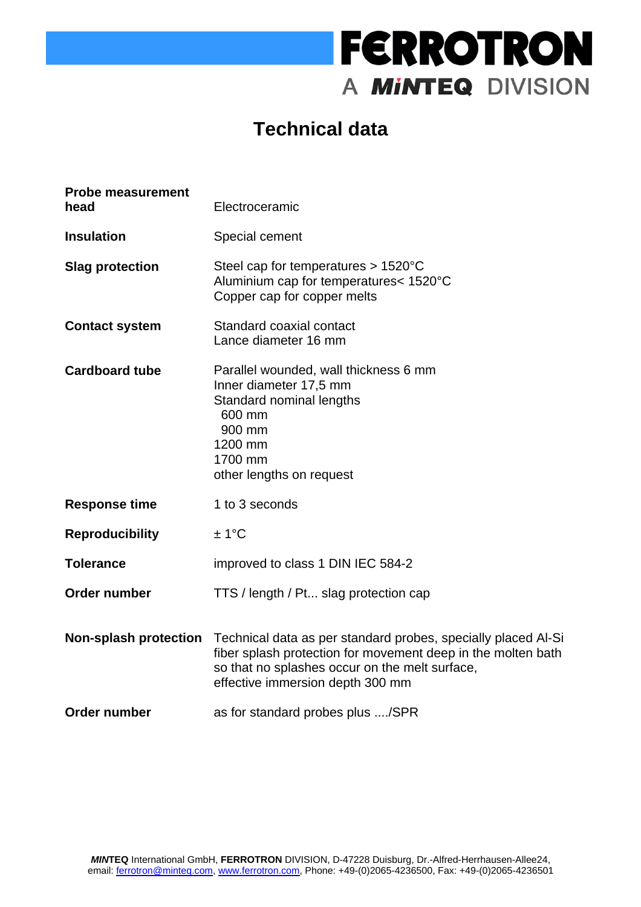# Technical data

| | |
|---|---|
| **Probe measurement head** | Electroceramic |
| **Insulation** | Special cement |
| **Slag protection** | Steel cap for temperatures > 1520°C<br>Aluminium cap for temperatures< 1520°C<br>Copper cap for copper melts |
| **Contact system** | Standard coaxial contact<br>Lance diameter 16 mm |
| **Cardboard tube** | Parallel wounded, wall thickness 6 mm<br>Inner diameter 17,5 mm<br>Standard nominal lengths<br>600 mm<br>900 mm<br>1200 mm<br>1700 mm<br>other lengths on request |
| **Response time** | 1 to 3 seconds |
| **Reproducibility** | ± 1°C |
| **Tolerance** | improved to class 1 DIN IEC 584-2 |
| **Order number** | TTS / length / Pt... slag protection cap |
| **Non-splash protection** | Technical data as per standard probes, specially placed Al-Si fiber splash protection for movement deep in the molten bath so that no splashes occur on the melt surface, effective immersion depth 300 mm |
| **Order number** | as for standard probes plus ..../SPR |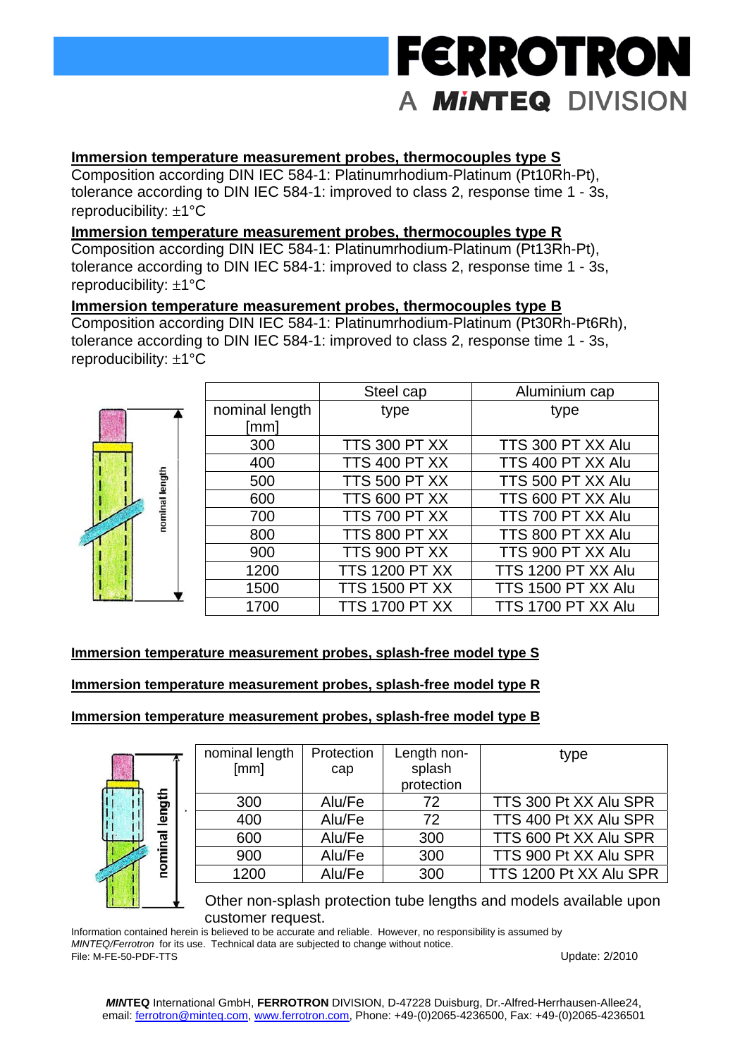## Immersion temperature measurement probes, thermocouples type S

Composition according DIN IEC 584-1: Platinumrhodium-Platinum (Pt10Rh-Pt), tolerance according to DIN IEC 584-1: improved to class 2, response time 1 - 3s, reproducibility: ±1°C

## Immersion temperature measurement probes, thermocouples type R

Composition according DIN IEC 584-1: Platinumrhodium-Platinum (Pt13Rh-Pt), tolerance according to DIN IEC 584-1: improved to class 2, response time 1 - 3s, reproducibility: ±1°C

## Immersion temperature measurement probes, thermocouples type B

Composition according DIN IEC 584-1: Platinumrhodium-Platinum (Pt30Rh-Pt6Rh), tolerance according to DIN IEC 584-1: improved to class 2, response time 1 - 3s, reproducibility: ±1°C

nominal length

| | Steel cap | Aluminium cap |
|---|---|---|
| nominal length [mm] | type | type |
| 300 | TTS 300 PT XX | TTS 300 PT XX Alu |
| 400 | TTS 400 PT XX | TTS 400 PT XX Alu |
| 500 | TTS 500 PT XX | TTS 500 PT XX Alu |
| 600 | TTS 600 PT XX | TTS 600 PT XX Alu |
| 700 | TTS 700 PT XX | TTS 700 PT XX Alu |
| 800 | TTS 800 PT XX | TTS 800 PT XX Alu |
| 900 | TTS 900 PT XX | TTS 900 PT XX Alu |
| 1200 | TTS 1200 PT XX | TTS 1200 PT XX Alu |
| 1500 | TTS 1500 PT XX | TTS 1500 PT XX Alu |
| 1700 | TTS 1700 PT XX | TTS 1700 PT XX Alu |

## Immersion temperature measurement probes, splash-free model type S

## Immersion temperature measurement probes, splash-free model type R

## Immersion temperature measurement probes, splash-free model type B

nominal length

| nominal length [mm] | Protection cap | Length non-splash protection | type |
|---|---|---|---|
| 300 | Alu/Fe | 72 | TTS 300 Pt XX Alu SPR |
| 400 | Alu/Fe | 72 | TTS 400 Pt XX Alu SPR |
| 600 | Alu/Fe | 300 | TTS 600 Pt XX Alu SPR |
| 900 | Alu/Fe | 300 | TTS 900 Pt XX Alu SPR |
| 1200 | Alu/Fe | 300 | TTS 1200 Pt XX Alu SPR |

Other non-splash protection tube lengths and models available upon customer request.

Information contained herein is believed to be accurate and reliable. However, no responsibility is assumed by *MINTEQ/Ferrotron* for its use. Technical data are subjected to change without notice.
File: M-FE-50-PDF-TTS

Update: 2/2010

***MIN*TEQ** International GmbH, **FERROTRON** DIVISION, D-47228 Duisburg, Dr.-Alfred-Herrhausen-Allee24, email: ferrotron@minteq.com, www.ferrotron.com, Phone: +49-(0)2065-4236500, Fax: +49-(0)2065-4236501